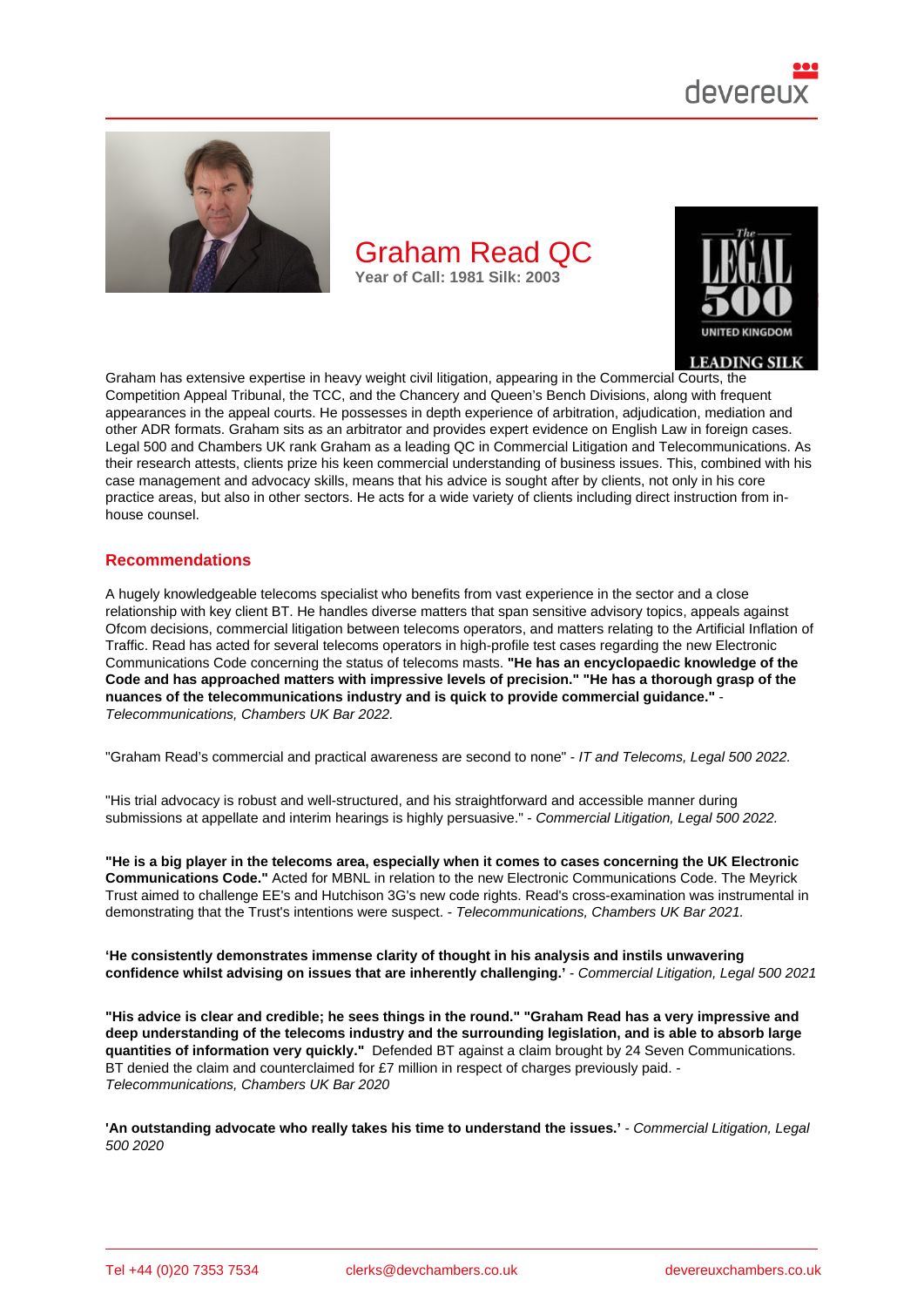# Graham Read QC

**Year of Call: 1981 Silk: 2003**

Graham has extensive expertise in heavy weight civil litigation, appearing in the Commercial Courts, the Competition Appeal Tribunal, the TCC, and the Chancery and Queen's Bench Divisions, along with frequent appearances in the appeal courts. He possesses in depth experience of arbitration, adjudication, mediation and other ADR formats. Graham sits as an arbitrator and provides expert evidence on English Law in foreign cases. Legal 500 and Chambers UK rank Graham as a leading QC in Commercial Litigation and Telecommunications. As their research attests, clients prize his keen commercial understanding of business issues. This, combined with his case management and advocacy skills, means that his advice is sought after by clients, not only in his core practice areas, but also in other sectors. He acts for a wide variety of clients including direct instruction from in-house counsel.

## Recommendations

A hugely knowledgeable telecoms specialist who benefits from vast experience in the sector and a close relationship with key client BT. He handles diverse matters that span sensitive advisory topics, appeals against Ofcom decisions, commercial litigation between telecoms operators, and matters relating to the Artificial Inflation of Traffic. Read has acted for several telecoms operators in high-profile test cases regarding the new Electronic Communications Code concerning the status of telecoms masts. **"He has an encyclopaedic knowledge of the Code and has approached matters with impressive levels of precision." "He has a thorough grasp of the nuances of the telecommunications industry and is quick to provide commercial guidance."** - *Telecommunications, Chambers UK Bar 2022.*

"Graham Read's commercial and practical awareness are second to none" - *IT and Telecoms, Legal 500 2022.*

"His trial advocacy is robust and well-structured, and his straightforward and accessible manner during submissions at appellate and interim hearings is highly persuasive." - *Commercial Litigation, Legal 500 2022.*

**"He is a big player in the telecoms area, especially when it comes to cases concerning the UK Electronic Communications Code."** Acted for MBNL in relation to the new Electronic Communications Code. The Meyrick Trust aimed to challenge EE's and Hutchison 3G's new code rights. Read's cross-examination was instrumental in demonstrating that the Trust's intentions were suspect. - *Telecommunications, Chambers UK Bar 2021.*

**'He consistently demonstrates immense clarity of thought in his analysis and instils unwavering confidence whilst advising on issues that are inherently challenging.'** - *Commercial Litigation, Legal 500 2021*

**"His advice is clear and credible; he sees things in the round." "Graham Read has a very impressive and deep understanding of the telecoms industry and the surrounding legislation, and is able to absorb large quantities of information very quickly."** Defended BT against a claim brought by 24 Seven Communications. BT denied the claim and counterclaimed for £7 million in respect of charges previously paid. - *Telecommunications, Chambers UK Bar 2020*

**'An outstanding advocate who really takes his time to understand the issues.'** - *Commercial Litigation, Legal 500 2020*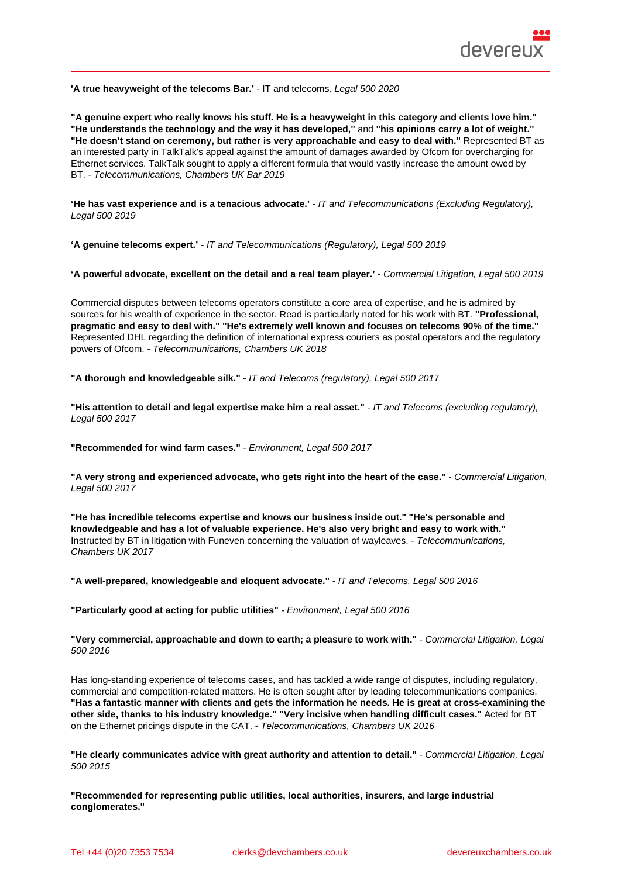**'A true heavyweight of the telecoms Bar.'** - IT and telecoms, *Legal 500 2020*

**"A genuine expert who really knows his stuff. He is a heavyweight in this category and clients love him." "He understands the technology and the way it has developed,"** and **"his opinions carry a lot of weight." "He doesn't stand on ceremony, but rather is very approachable and easy to deal with."** Represented BT as an interested party in TalkTalk's appeal against the amount of damages awarded by Ofcom for overcharging for Ethernet services. TalkTalk sought to apply a different formula that would vastly increase the amount owed by BT. - *Telecommunications, Chambers UK Bar 2019*

**'He has vast experience and is a tenacious advocate.'** - *IT and Telecommunications (Excluding Regulatory), Legal 500 2019*

**'A genuine telecoms expert.'** - *IT and Telecommunications (Regulatory), Legal 500 2019*

**'A powerful advocate, excellent on the detail and a real team player.'** - *Commercial Litigation, Legal 500 2019*

Commercial disputes between telecoms operators constitute a core area of expertise, and he is admired by sources for his wealth of experience in the sector. Read is particularly noted for his work with BT. **"Professional, pragmatic and easy to deal with." "He's extremely well known and focuses on telecoms 90% of the time."** Represented DHL regarding the definition of international express couriers as postal operators and the regulatory powers of Ofcom. - *Telecommunications, Chambers UK 2018*

**"A thorough and knowledgeable silk."** - *IT and Telecoms (regulatory), Legal 500 2017*

**"His attention to detail and legal expertise make him a real asset."** - *IT and Telecoms (excluding regulatory), Legal 500 2017*

**"Recommended for wind farm cases."** - *Environment, Legal 500 2017*

**"A very strong and experienced advocate, who gets right into the heart of the case."** - *Commercial Litigation, Legal 500 2017*

**"He has incredible telecoms expertise and knows our business inside out." "He's personable and knowledgeable and has a lot of valuable experience. He's also very bright and easy to work with."** Instructed by BT in litigation with Funeven concerning the valuation of wayleaves. - *Telecommunications, Chambers UK 2017*

**"A well-prepared, knowledgeable and eloquent advocate."** - *IT and Telecoms, Legal 500 2016*

**"Particularly good at acting for public utilities"** - *Environment, Legal 500 2016*

**"Very commercial, approachable and down to earth; a pleasure to work with."** - *Commercial Litigation, Legal 500 2016*

Has long-standing experience of telecoms cases, and has tackled a wide range of disputes, including regulatory, commercial and competition-related matters. He is often sought after by leading telecommunications companies. **"Has a fantastic manner with clients and gets the information he needs. He is great at cross-examining the other side, thanks to his industry knowledge." "Very incisive when handling difficult cases."** Acted for BT on the Ethernet pricings dispute in the CAT. - *Telecommunications, Chambers UK 2016*

**"He clearly communicates advice with great authority and attention to detail."** - *Commercial Litigation, Legal 500 2015*

**"Recommended for representing public utilities, local authorities, insurers, and large industrial conglomerates."**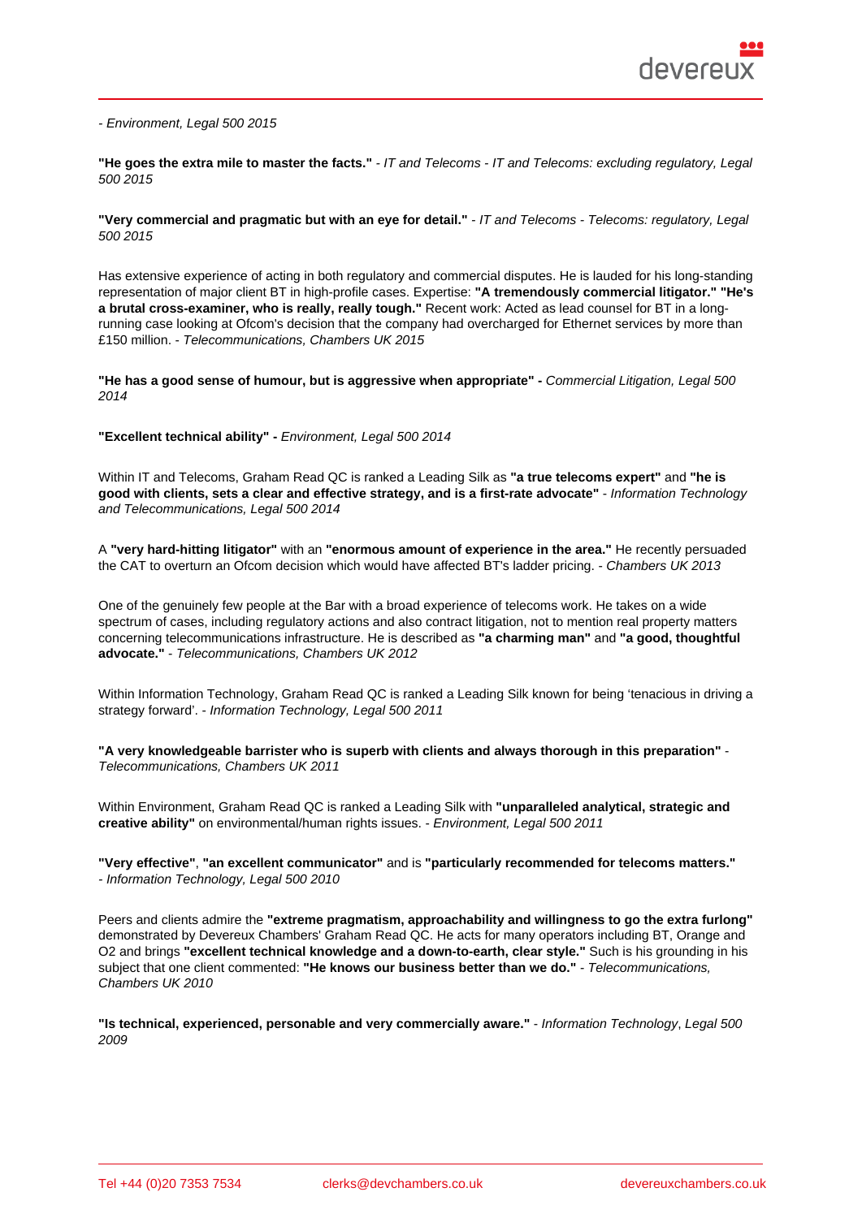*- Environment, Legal 500 2015*

**"He goes the extra mile to master the facts."** *- IT and Telecoms - IT and Telecoms: excluding regulatory, Legal 500 2015*

**"Very commercial and pragmatic but with an eye for detail."** *- IT and Telecoms - Telecoms: regulatory, Legal 500 2015*

Has extensive experience of acting in both regulatory and commercial disputes. He is lauded for his long-standing representation of major client BT in high-profile cases. Expertise: **"A tremendously commercial litigator." "He's a brutal cross-examiner, who is really, really tough."** Recent work: Acted as lead counsel for BT in a long-running case looking at Ofcom's decision that the company had overcharged for Ethernet services by more than £150 million. *- Telecommunications, Chambers UK 2015*

**"He has a good sense of humour, but is aggressive when appropriate" -** *Commercial Litigation, Legal 500 2014*

**"Excellent technical ability" -** *Environment, Legal 500 2014*

Within IT and Telecoms, Graham Read QC is ranked a Leading Silk as **"a true telecoms expert"** and **"he is good with clients, sets a clear and effective strategy, and is a first-rate advocate"** *- Information Technology and Telecommunications, Legal 500 2014*

A **"very hard-hitting litigator"** with an **"enormous amount of experience in the area."** He recently persuaded the CAT to overturn an Ofcom decision which would have affected BT's ladder pricing. *- Chambers UK 2013*

One of the genuinely few people at the Bar with a broad experience of telecoms work. He takes on a wide spectrum of cases, including regulatory actions and also contract litigation, not to mention real property matters concerning telecommunications infrastructure. He is described as **"a charming man"** and **"a good, thoughtful advocate."** *- Telecommunications, Chambers UK 2012*

Within Information Technology, Graham Read QC is ranked a Leading Silk known for being 'tenacious in driving a strategy forward'. *- Information Technology, Legal 500 2011*

**"A very knowledgeable barrister who is superb with clients and always thorough in this preparation"** *- Telecommunications, Chambers UK 2011*

Within Environment, Graham Read QC is ranked a Leading Silk with **"unparalleled analytical, strategic and creative ability"** on environmental/human rights issues. *- Environment, Legal 500 2011*

**"Very effective"**, **"an excellent communicator"** and is **"particularly recommended for telecoms matters."** *- Information Technology, Legal 500 2010*

Peers and clients admire the **"extreme pragmatism, approachability and willingness to go the extra furlong"** demonstrated by Devereux Chambers' Graham Read QC. He acts for many operators including BT, Orange and O2 and brings **"excellent technical knowledge and a down-to-earth, clear style."** Such is his grounding in his subject that one client commented: **"He knows our business better than we do."** *- Telecommunications, Chambers UK 2010*

**"Is technical, experienced, personable and very commercially aware."** *- Information Technology, Legal 500 2009*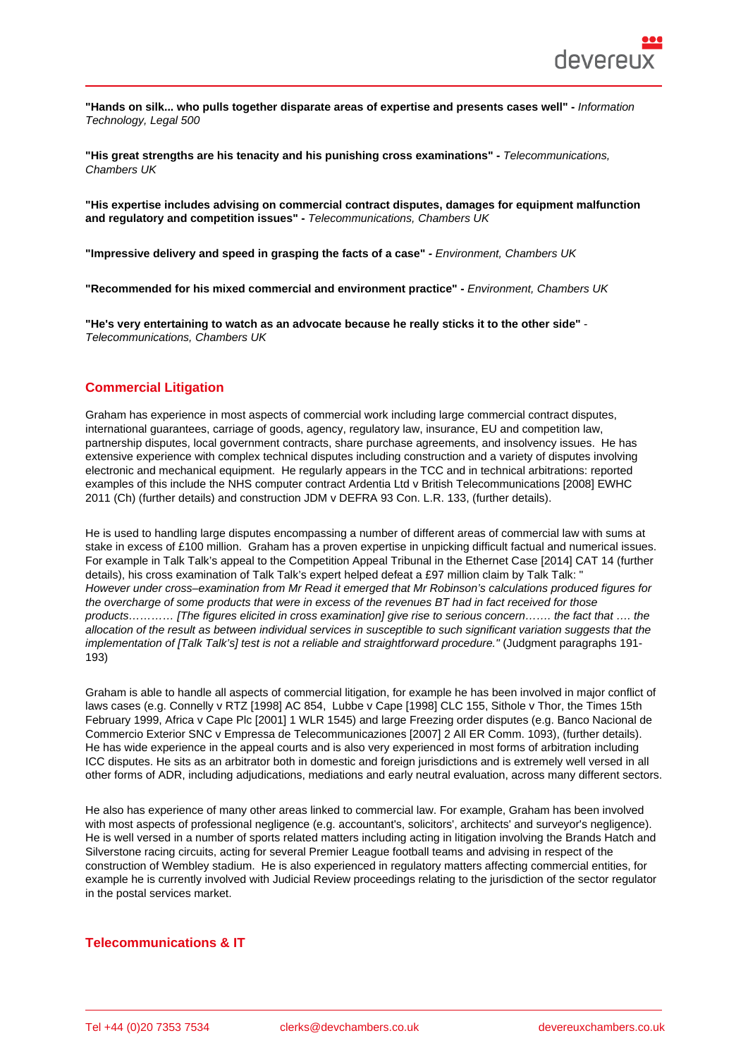**"Hands on silk... who pulls together disparate areas of expertise and presents cases well"** - *Information Technology, Legal 500*

**"His great strengths are his tenacity and his punishing cross examinations"** - *Telecommunications, Chambers UK*

**"His expertise includes advising on commercial contract disputes, damages for equipment malfunction and regulatory and competition issues"** - *Telecommunications, Chambers UK*

**"Impressive delivery and speed in grasping the facts of a case"** - *Environment, Chambers UK*

**"Recommended for his mixed commercial and environment practice"** - *Environment, Chambers UK*

**"He's very entertaining to watch as an advocate because he really sticks it to the other side"** - *Telecommunications, Chambers UK*

## Commercial Litigation

Graham has experience in most aspects of commercial work including large commercial contract disputes, international guarantees, carriage of goods, agency, regulatory law, insurance, EU and competition law, partnership disputes, local government contracts, share purchase agreements, and insolvency issues. He has extensive experience with complex technical disputes including construction and a variety of disputes involving electronic and mechanical equipment. He regularly appears in the TCC and in technical arbitrations: reported examples of this include the NHS computer contract Ardentia Ltd v British Telecommunications [2008] EWHC 2011 (Ch) (further details) and construction JDM v DEFRA 93 Con. L.R. 133, (further details).

He is used to handling large disputes encompassing a number of different areas of commercial law with sums at stake in excess of £100 million. Graham has a proven expertise in unpicking difficult factual and numerical issues. For example in Talk Talk's appeal to the Competition Appeal Tribunal in the Ethernet Case [2014] CAT 14 (further details), his cross examination of Talk Talk's expert helped defeat a £97 million claim by Talk Talk: "*However under cross–examination from Mr Read it emerged that Mr Robinson's calculations produced figures for the overcharge of some products that were in excess of the revenues BT had in fact received for those products………… [The figures elicited in cross examination] give rise to serious concern……. the fact that …. the allocation of the result as between individual services in susceptible to such significant variation suggests that the implementation of [Talk Talk's] test is not a reliable and straightforward procedure."* (Judgment paragraphs 191-193)

Graham is able to handle all aspects of commercial litigation, for example he has been involved in major conflict of laws cases (e.g. Connelly v RTZ [1998] AC 854, Lubbe v Cape [1998] CLC 155, Sithole v Thor, the Times 15th February 1999, Africa v Cape Plc [2001] 1 WLR 1545) and large Freezing order disputes (e.g. Banco Nacional de Commercio Exterior SNC v Empresa de Telecommunicaziones [2007] 2 All ER Comm. 1093), (further details). He has wide experience in the appeal courts and is also very experienced in most forms of arbitration including ICC disputes. He sits as an arbitrator both in domestic and foreign jurisdictions and is extremely well versed in all other forms of ADR, including adjudications, mediations and early neutral evaluation, across many different sectors.

He also has experience of many other areas linked to commercial law. For example, Graham has been involved with most aspects of professional negligence (e.g. accountant's, solicitors', architects' and surveyor's negligence). He is well versed in a number of sports related matters including acting in litigation involving the Brands Hatch and Silverstone racing circuits, acting for several Premier League football teams and advising in respect of the construction of Wembley stadium. He is also experienced in regulatory matters affecting commercial entities, for example he is currently involved with Judicial Review proceedings relating to the jurisdiction of the sector regulator in the postal services market.

## Telecommunications & IT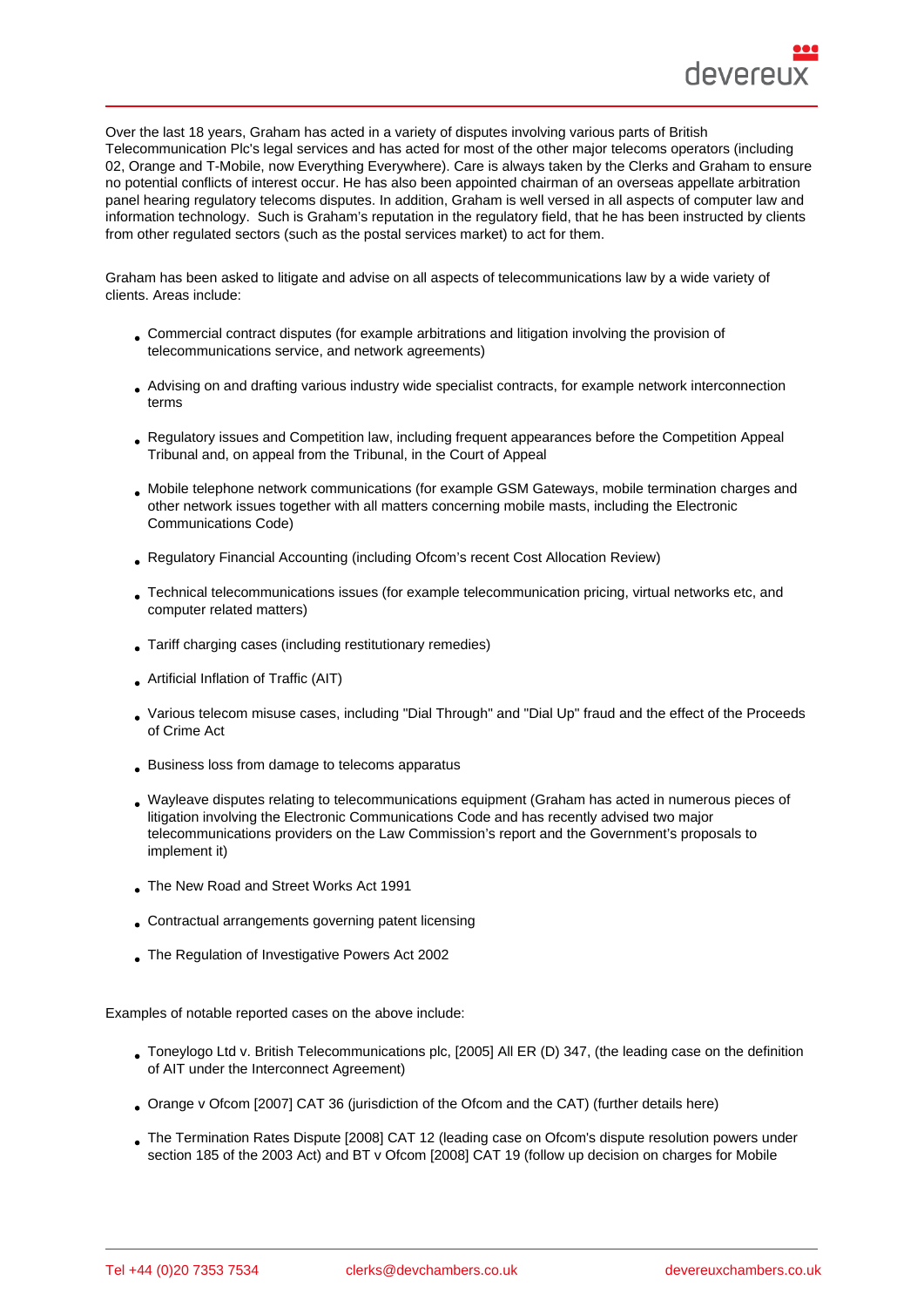Over the last 18 years, Graham has acted in a variety of disputes involving various parts of British Telecommunication Plc's legal services and has acted for most of the other major telecoms operators (including 02, Orange and T-Mobile, now Everything Everywhere). Care is always taken by the Clerks and Graham to ensure no potential conflicts of interest occur. He has also been appointed chairman of an overseas appellate arbitration panel hearing regulatory telecoms disputes. In addition, Graham is well versed in all aspects of computer law and information technology. Such is Graham's reputation in the regulatory field, that he has been instructed by clients from other regulated sectors (such as the postal services market) to act for them.

Graham has been asked to litigate and advise on all aspects of telecommunications law by a wide variety of clients. Areas include:

- Commercial contract disputes (for example arbitrations and litigation involving the provision of telecommunications service, and network agreements)
- Advising on and drafting various industry wide specialist contracts, for example network interconnection terms
- Regulatory issues and Competition law, including frequent appearances before the Competition Appeal Tribunal and, on appeal from the Tribunal, in the Court of Appeal
- Mobile telephone network communications (for example GSM Gateways, mobile termination charges and other network issues together with all matters concerning mobile masts, including the Electronic Communications Code)
- Regulatory Financial Accounting (including Ofcom's recent Cost Allocation Review)
- Technical telecommunications issues (for example telecommunication pricing, virtual networks etc, and computer related matters)
- Tariff charging cases (including restitutionary remedies)
- Artificial Inflation of Traffic (AIT)
- Various telecom misuse cases, including "Dial Through" and "Dial Up" fraud and the effect of the Proceeds of Crime Act
- Business loss from damage to telecoms apparatus
- Wayleave disputes relating to telecommunications equipment (Graham has acted in numerous pieces of litigation involving the Electronic Communications Code and has recently advised two major telecommunications providers on the Law Commission's report and the Government's proposals to implement it)
- The New Road and Street Works Act 1991
- Contractual arrangements governing patent licensing
- The Regulation of Investigative Powers Act 2002

Examples of notable reported cases on the above include:

- Toneylogo Ltd v. British Telecommunications plc, [2005] All ER (D) 347, (the leading case on the definition of AIT under the Interconnect Agreement)
- Orange v Ofcom [2007] CAT 36 (jurisdiction of the Ofcom and the CAT) (further details here)
- The Termination Rates Dispute [2008] CAT 12 (leading case on Ofcom's dispute resolution powers under section 185 of the 2003 Act) and BT v Ofcom [2008] CAT 19 (follow up decision on charges for Mobile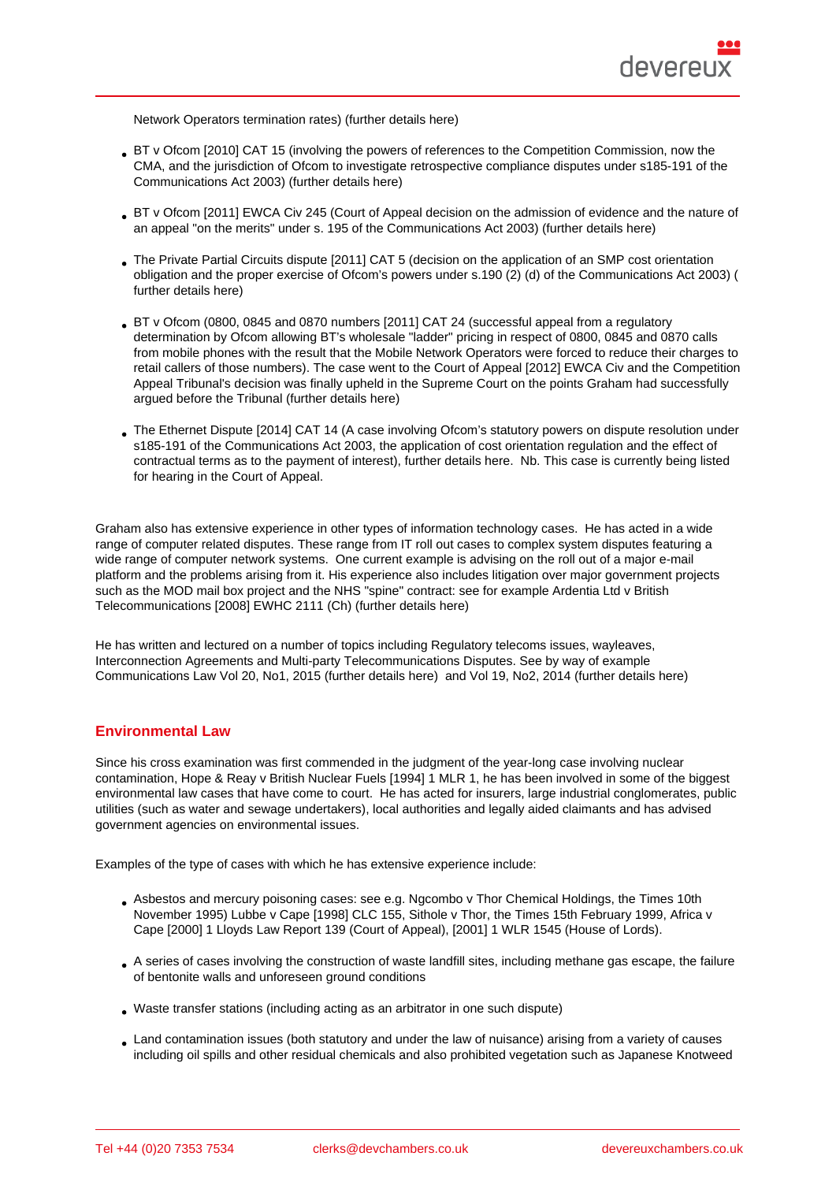Network Operators termination rates) (further details here)

- BT v Ofcom [2010] CAT 15 (involving the powers of references to the Competition Commission, now the CMA, and the jurisdiction of Ofcom to investigate retrospective compliance disputes under s185-191 of the Communications Act 2003) (further details here)
- BT v Ofcom [2011] EWCA Civ 245 (Court of Appeal decision on the admission of evidence and the nature of an appeal "on the merits" under s. 195 of the Communications Act 2003) (further details here)
- The Private Partial Circuits dispute [2011] CAT 5 (decision on the application of an SMP cost orientation obligation and the proper exercise of Ofcom's powers under s.190 (2) (d) of the Communications Act 2003) ( further details here)
- BT v Ofcom (0800, 0845 and 0870 numbers [2011] CAT 24 (successful appeal from a regulatory determination by Ofcom allowing BT's wholesale "ladder" pricing in respect of 0800, 0845 and 0870 calls from mobile phones with the result that the Mobile Network Operators were forced to reduce their charges to retail callers of those numbers). The case went to the Court of Appeal [2012] EWCA Civ and the Competition Appeal Tribunal's decision was finally upheld in the Supreme Court on the points Graham had successfully argued before the Tribunal (further details here)
- The Ethernet Dispute [2014] CAT 14 (A case involving Ofcom's statutory powers on dispute resolution under s185-191 of the Communications Act 2003, the application of cost orientation regulation and the effect of contractual terms as to the payment of interest), further details here. Nb. This case is currently being listed for hearing in the Court of Appeal.

Graham also has extensive experience in other types of information technology cases. He has acted in a wide range of computer related disputes. These range from IT roll out cases to complex system disputes featuring a wide range of computer network systems. One current example is advising on the roll out of a major e-mail platform and the problems arising from it. His experience also includes litigation over major government projects such as the MOD mail box project and the NHS "spine" contract: see for example Ardentia Ltd v British Telecommunications [2008] EWHC 2111 (Ch) (further details here)

He has written and lectured on a number of topics including Regulatory telecoms issues, wayleaves, Interconnection Agreements and Multi-party Telecommunications Disputes. See by way of example Communications Law Vol 20, No1, 2015 (further details here) and Vol 19, No2, 2014 (further details here)

## Environmental Law

Since his cross examination was first commended in the judgment of the year-long case involving nuclear contamination, Hope & Reay v British Nuclear Fuels [1994] 1 MLR 1, he has been involved in some of the biggest environmental law cases that have come to court. He has acted for insurers, large industrial conglomerates, public utilities (such as water and sewage undertakers), local authorities and legally aided claimants and has advised government agencies on environmental issues.

Examples of the type of cases with which he has extensive experience include:

- Asbestos and mercury poisoning cases: see e.g. Ngcombo v Thor Chemical Holdings, the Times 10th November 1995) Lubbe v Cape [1998] CLC 155, Sithole v Thor, the Times 15th February 1999, Africa v Cape [2000] 1 Lloyds Law Report 139 (Court of Appeal), [2001] 1 WLR 1545 (House of Lords).
- A series of cases involving the construction of waste landfill sites, including methane gas escape, the failure of bentonite walls and unforeseen ground conditions
- Waste transfer stations (including acting as an arbitrator in one such dispute)
- Land contamination issues (both statutory and under the law of nuisance) arising from a variety of causes including oil spills and other residual chemicals and also prohibited vegetation such as Japanese Knotweed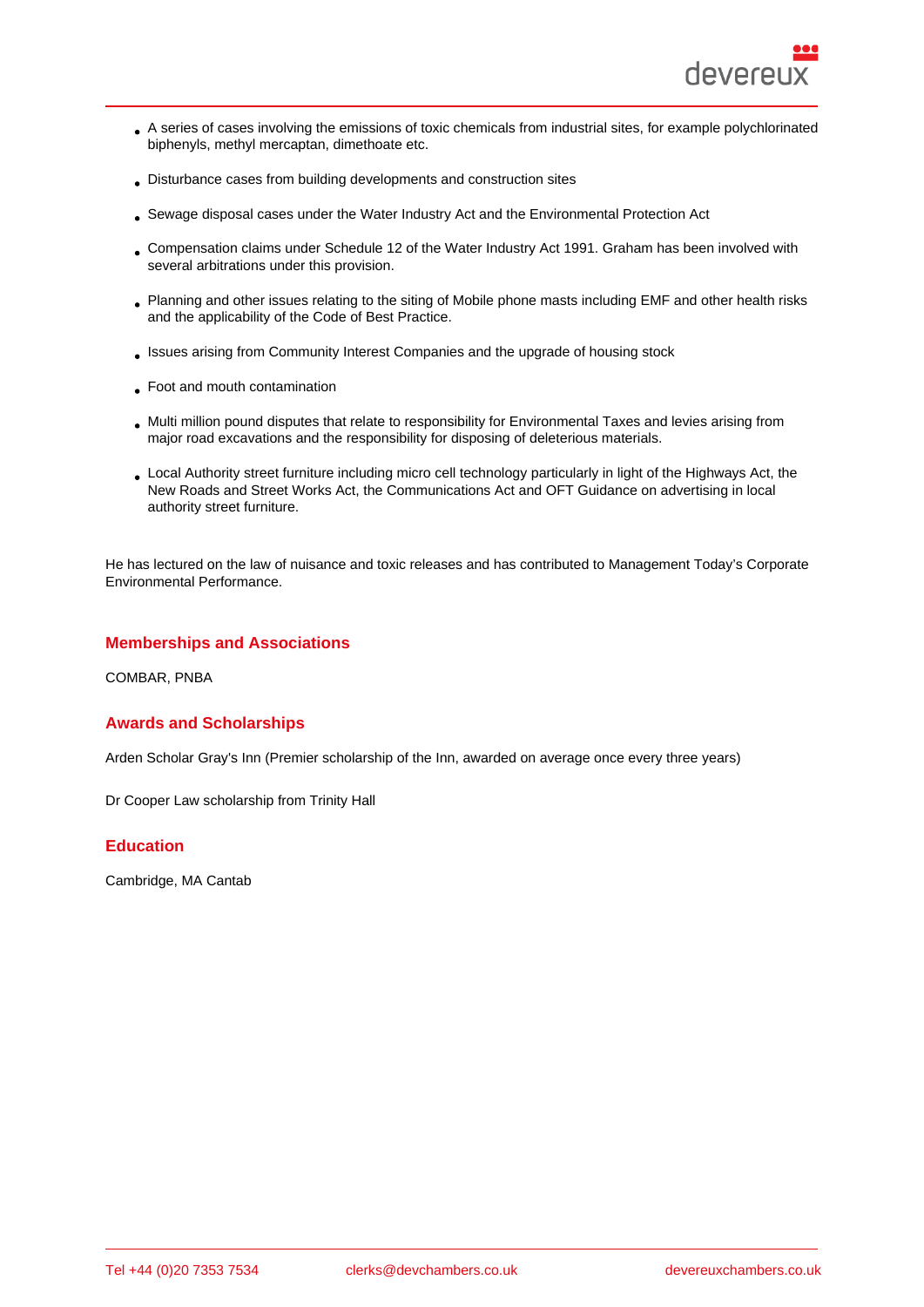- A series of cases involving the emissions of toxic chemicals from industrial sites, for example polychlorinated biphenyls, methyl mercaptan, dimethoate etc.
- Disturbance cases from building developments and construction sites
- Sewage disposal cases under the Water Industry Act and the Environmental Protection Act
- Compensation claims under Schedule 12 of the Water Industry Act 1991. Graham has been involved with several arbitrations under this provision.
- Planning and other issues relating to the siting of Mobile phone masts including EMF and other health risks and the applicability of the Code of Best Practice.
- Issues arising from Community Interest Companies and the upgrade of housing stock
- Foot and mouth contamination
- Multi million pound disputes that relate to responsibility for Environmental Taxes and levies arising from major road excavations and the responsibility for disposing of deleterious materials.
- Local Authority street furniture including micro cell technology particularly in light of the Highways Act, the New Roads and Street Works Act, the Communications Act and OFT Guidance on advertising in local authority street furniture.

He has lectured on the law of nuisance and toxic releases and has contributed to Management Today's Corporate Environmental Performance.

## Memberships and Associations

COMBAR, PNBA

## Awards and Scholarships

Arden Scholar Gray's Inn (Premier scholarship of the Inn, awarded on average once every three years)

Dr Cooper Law scholarship from Trinity Hall

## Education

Cambridge, MA Cantab